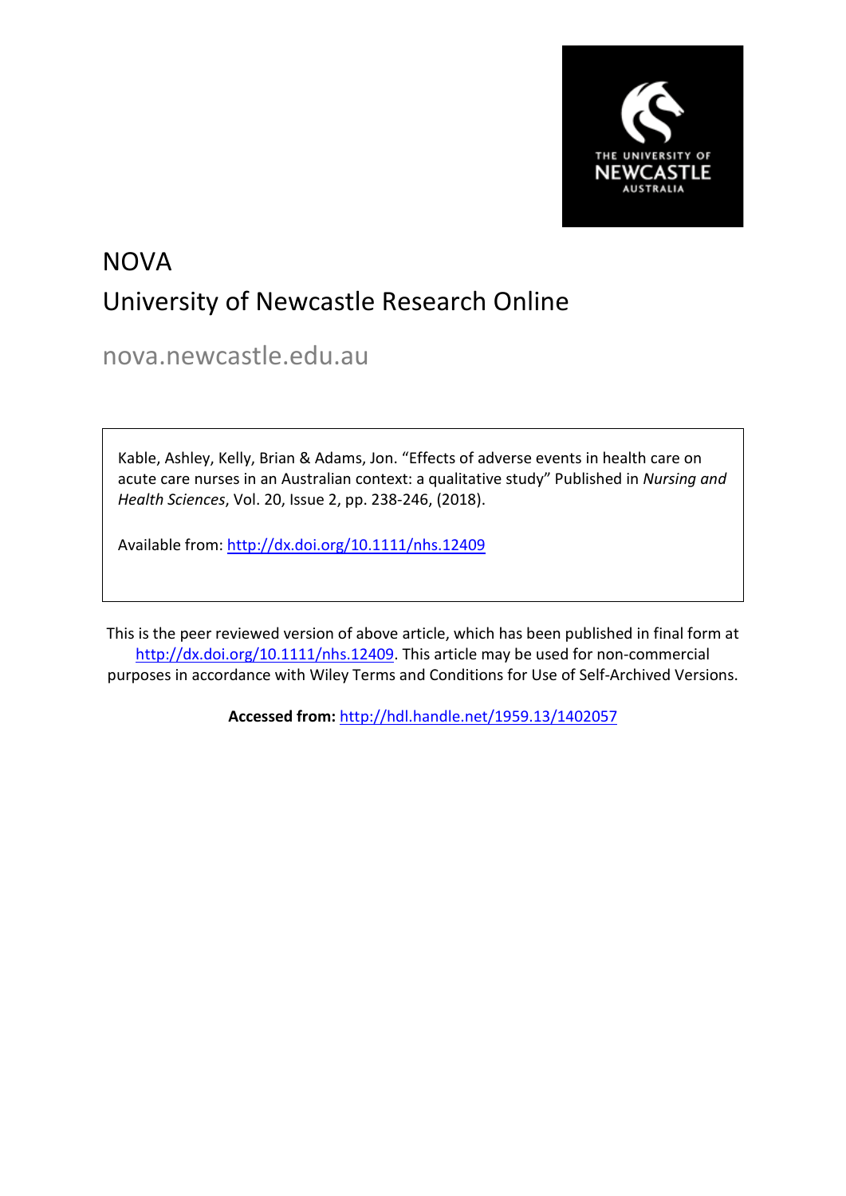# NOVA

## University of Newcastle Research Online

nova.newcastle.edu.au

Kable, Ashley, Kelly, Brian & Adams, Jon. "Effects of adverse events in health care on acute care nurses in an Australian context: a qualitative study" Published in *Nursing and Health Sciences*, Vol. 20, Issue 2, pp. 238-246, (2018).

Available from: http://dx.doi.org/10.1111/nhs.12409

This is the peer reviewed version of above article, which has been published in final form at http://dx.doi.org/10.1111/nhs.12409. This article may be used for non-commercial purposes in accordance with Wiley Terms and Conditions for Use of Self-Archived Versions.

**Accessed from:** http://hdl.handle.net/1959.13/1402057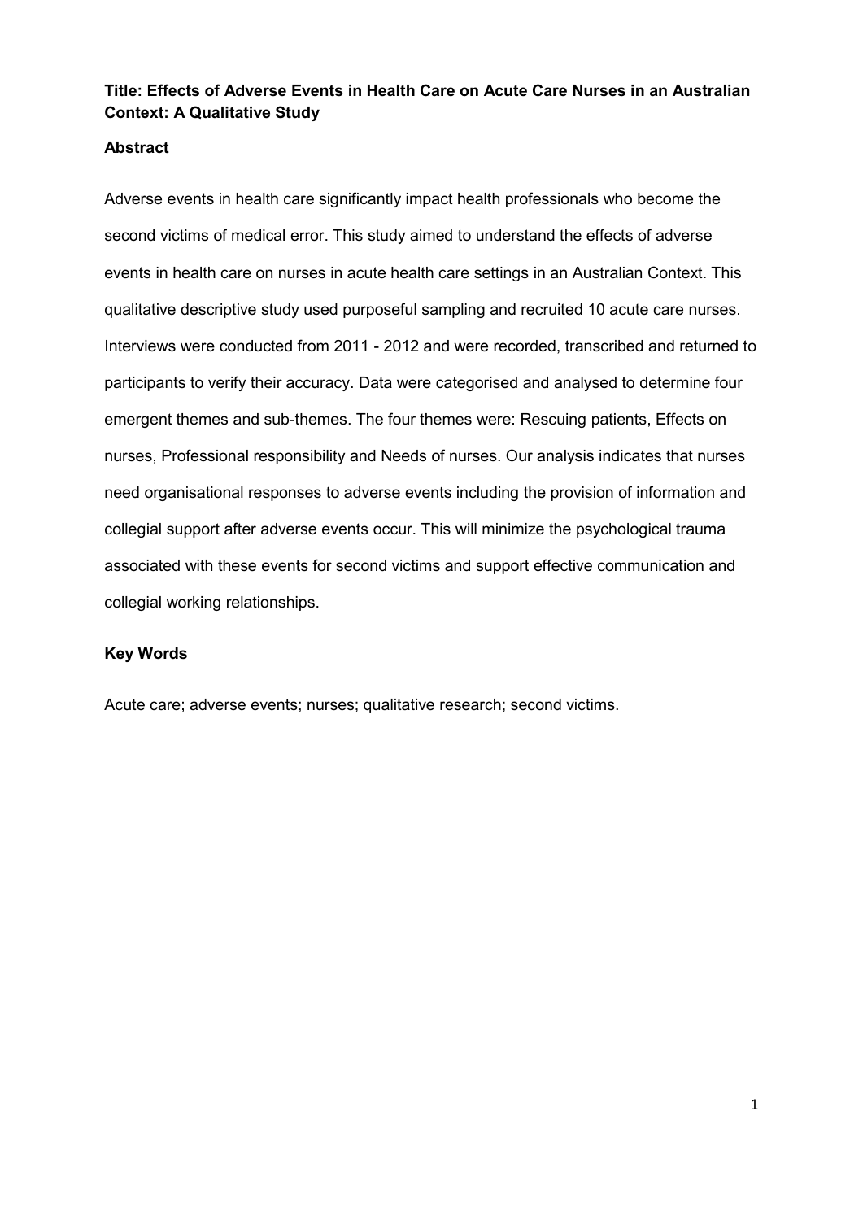**Title: Effects of Adverse Events in Health Care on Acute Care Nurses in an Australian Context: A Qualitative Study**

**Abstract**

Adverse events in health care significantly impact health professionals who become the second victims of medical error. This study aimed to understand the effects of adverse events in health care on nurses in acute health care settings in an Australian Context. This qualitative descriptive study used purposeful sampling and recruited 10 acute care nurses. Interviews were conducted from 2011 - 2012 and were recorded, transcribed and returned to participants to verify their accuracy. Data were categorised and analysed to determine four emergent themes and sub-themes. The four themes were: Rescuing patients, Effects on nurses, Professional responsibility and Needs of nurses. Our analysis indicates that nurses need organisational responses to adverse events including the provision of information and collegial support after adverse events occur. This will minimize the psychological trauma associated with these events for second victims and support effective communication and collegial working relationships.

**Key Words**

Acute care; adverse events; nurses; qualitative research; second victims.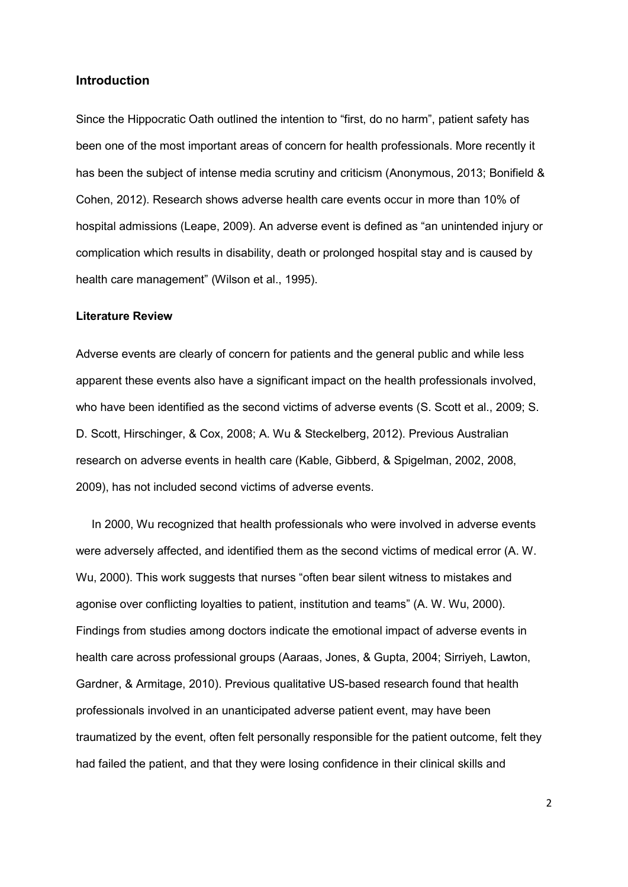## Introduction

Since the Hippocratic Oath outlined the intention to “first, do no harm”, patient safety has been one of the most important areas of concern for health professionals. More recently it has been the subject of intense media scrutiny and criticism (Anonymous, 2013; Bonifield & Cohen, 2012). Research shows adverse health care events occur in more than 10% of hospital admissions (Leape, 2009). An adverse event is defined as “an unintended injury or complication which results in disability, death or prolonged hospital stay and is caused by health care management” (Wilson et al., 1995).

### Literature Review

Adverse events are clearly of concern for patients and the general public and while less apparent these events also have a significant impact on the health professionals involved, who have been identified as the second victims of adverse events (S. Scott et al., 2009; S. D. Scott, Hirschinger, & Cox, 2008; A. Wu & Steckelberg, 2012). Previous Australian research on adverse events in health care (Kable, Gibberd, & Spigelman, 2002, 2008, 2009), has not included second victims of adverse events.

In 2000, Wu recognized that health professionals who were involved in adverse events were adversely affected, and identified them as the second victims of medical error (A. W. Wu, 2000). This work suggests that nurses “often bear silent witness to mistakes and agonise over conflicting loyalties to patient, institution and teams” (A. W. Wu, 2000). Findings from studies among doctors indicate the emotional impact of adverse events in health care across professional groups (Aaraas, Jones, & Gupta, 2004; Sirriyeh, Lawton, Gardner, & Armitage, 2010). Previous qualitative US-based research found that health professionals involved in an unanticipated adverse patient event, may have been traumatized by the event, often felt personally responsible for the patient outcome, felt they had failed the patient, and that they were losing confidence in their clinical skills and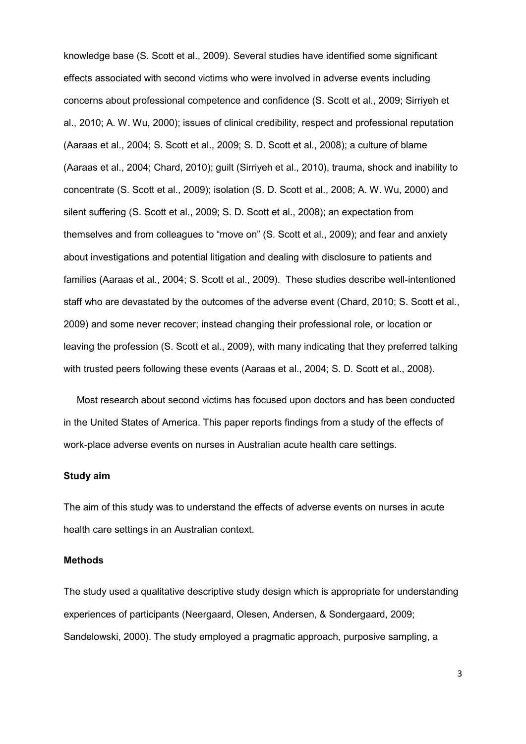knowledge base (S. Scott et al., 2009). Several studies have identified some significant effects associated with second victims who were involved in adverse events including concerns about professional competence and confidence (S. Scott et al., 2009; Sirriyeh et al., 2010; A. W. Wu, 2000); issues of clinical credibility, respect and professional reputation (Aaraas et al., 2004; S. Scott et al., 2009; S. D. Scott et al., 2008); a culture of blame (Aaraas et al., 2004; Chard, 2010); guilt (Sirriyeh et al., 2010), trauma, shock and inability to concentrate (S. Scott et al., 2009); isolation (S. D. Scott et al., 2008; A. W. Wu, 2000) and silent suffering (S. Scott et al., 2009; S. D. Scott et al., 2008); an expectation from themselves and from colleagues to "move on" (S. Scott et al., 2009); and fear and anxiety about investigations and potential litigation and dealing with disclosure to patients and families (Aaraas et al., 2004; S. Scott et al., 2009). These studies describe well-intentioned staff who are devastated by the outcomes of the adverse event (Chard, 2010; S. Scott et al., 2009) and some never recover; instead changing their professional role, or location or leaving the profession (S. Scott et al., 2009), with many indicating that they preferred talking with trusted peers following these events (Aaraas et al., 2004; S. D. Scott et al., 2008).

Most research about second victims has focused upon doctors and has been conducted in the United States of America. This paper reports findings from a study of the effects of work-place adverse events on nurses in Australian acute health care settings.

**Study aim**

The aim of this study was to understand the effects of adverse events on nurses in acute health care settings in an Australian context.

**Methods**

The study used a qualitative descriptive study design which is appropriate for understanding experiences of participants (Neergaard, Olesen, Andersen, & Sondergaard, 2009; Sandelowski, 2000). The study employed a pragmatic approach, purposive sampling, a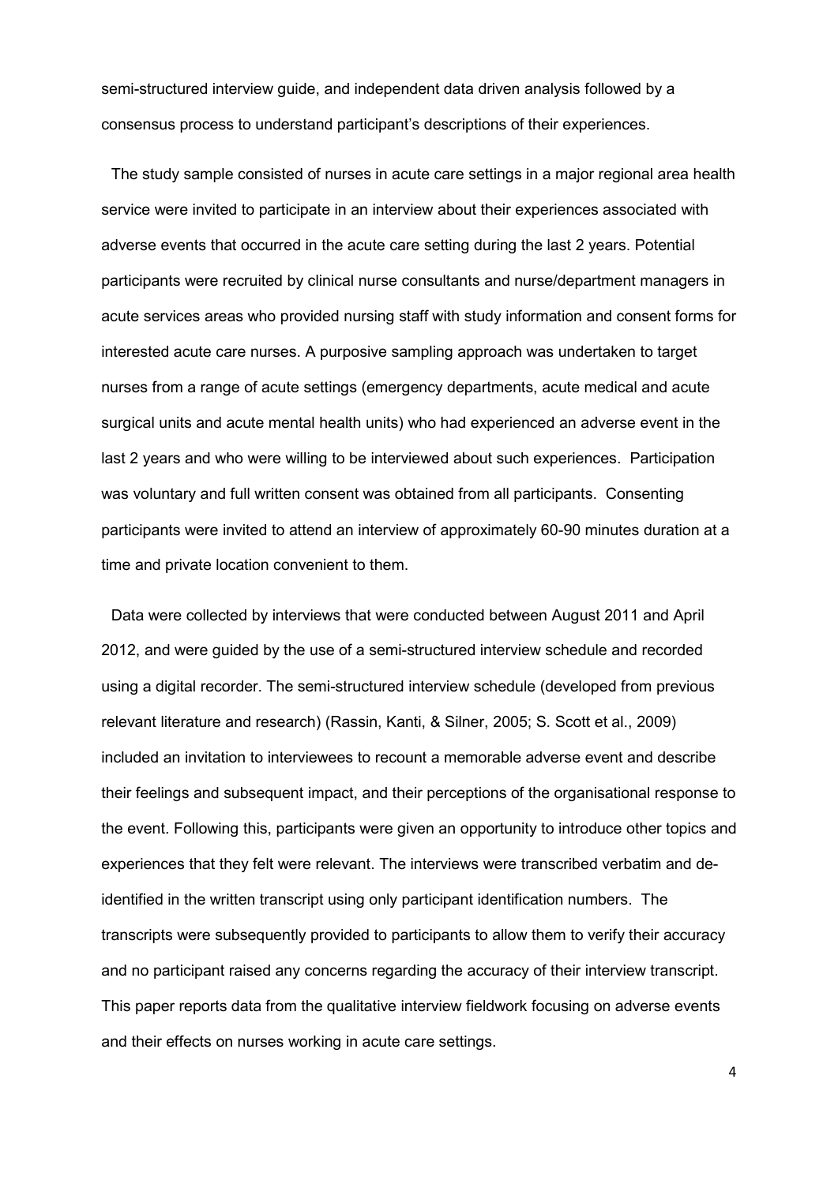semi-structured interview guide, and independent data driven analysis followed by a consensus process to understand participant's descriptions of their experiences.

The study sample consisted of nurses in acute care settings in a major regional area health service were invited to participate in an interview about their experiences associated with adverse events that occurred in the acute care setting during the last 2 years. Potential participants were recruited by clinical nurse consultants and nurse/department managers in acute services areas who provided nursing staff with study information and consent forms for interested acute care nurses. A purposive sampling approach was undertaken to target nurses from a range of acute settings (emergency departments, acute medical and acute surgical units and acute mental health units) who had experienced an adverse event in the last 2 years and who were willing to be interviewed about such experiences. Participation was voluntary and full written consent was obtained from all participants. Consenting participants were invited to attend an interview of approximately 60-90 minutes duration at a time and private location convenient to them.

Data were collected by interviews that were conducted between August 2011 and April 2012, and were guided by the use of a semi-structured interview schedule and recorded using a digital recorder. The semi-structured interview schedule (developed from previous relevant literature and research) (Rassin, Kanti, & Silner, 2005; S. Scott et al., 2009) included an invitation to interviewees to recount a memorable adverse event and describe their feelings and subsequent impact, and their perceptions of the organisational response to the event. Following this, participants were given an opportunity to introduce other topics and experiences that they felt were relevant. The interviews were transcribed verbatim and de-identified in the written transcript using only participant identification numbers. The transcripts were subsequently provided to participants to allow them to verify their accuracy and no participant raised any concerns regarding the accuracy of their interview transcript. This paper reports data from the qualitative interview fieldwork focusing on adverse events and their effects on nurses working in acute care settings.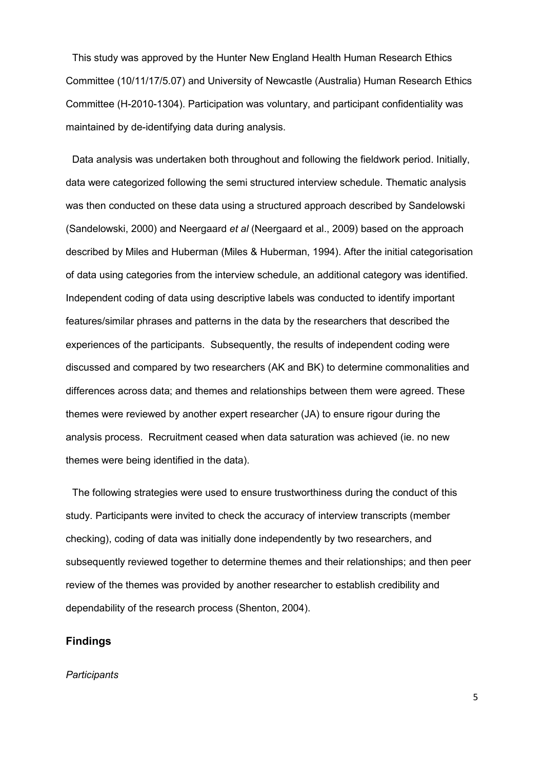This study was approved by the Hunter New England Health Human Research Ethics Committee (10/11/17/5.07) and University of Newcastle (Australia) Human Research Ethics Committee (H-2010-1304). Participation was voluntary, and participant confidentiality was maintained by de-identifying data during analysis.

Data analysis was undertaken both throughout and following the fieldwork period. Initially, data were categorized following the semi structured interview schedule. Thematic analysis was then conducted on these data using a structured approach described by Sandelowski (Sandelowski, 2000) and Neergaard *et al* (Neergaard et al., 2009) based on the approach described by Miles and Huberman (Miles & Huberman, 1994). After the initial categorisation of data using categories from the interview schedule, an additional category was identified. Independent coding of data using descriptive labels was conducted to identify important features/similar phrases and patterns in the data by the researchers that described the experiences of the participants. Subsequently, the results of independent coding were discussed and compared by two researchers (AK and BK) to determine commonalities and differences across data; and themes and relationships between them were agreed. These themes were reviewed by another expert researcher (JA) to ensure rigour during the analysis process. Recruitment ceased when data saturation was achieved (ie. no new themes were being identified in the data).

The following strategies were used to ensure trustworthiness during the conduct of this study. Participants were invited to check the accuracy of interview transcripts (member checking), coding of data was initially done independently by two researchers, and subsequently reviewed together to determine themes and their relationships; and then peer review of the themes was provided by another researcher to establish credibility and dependability of the research process (Shenton, 2004).

## Findings

*Participants*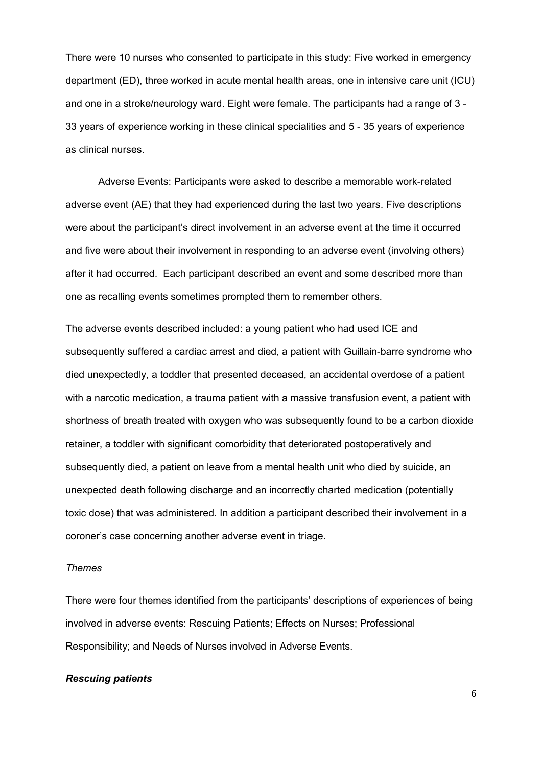There were 10 nurses who consented to participate in this study: Five worked in emergency department (ED), three worked in acute mental health areas, one in intensive care unit (ICU) and one in a stroke/neurology ward. Eight were female. The participants had a range of 3 - 33 years of experience working in these clinical specialities and 5 - 35 years of experience as clinical nurses.

Adverse Events: Participants were asked to describe a memorable work-related adverse event (AE) that they had experienced during the last two years. Five descriptions were about the participant's direct involvement in an adverse event at the time it occurred and five were about their involvement in responding to an adverse event (involving others) after it had occurred. Each participant described an event and some described more than one as recalling events sometimes prompted them to remember others.

The adverse events described included: a young patient who had used ICE and subsequently suffered a cardiac arrest and died, a patient with Guillain-barre syndrome who died unexpectedly, a toddler that presented deceased, an accidental overdose of a patient with a narcotic medication, a trauma patient with a massive transfusion event, a patient with shortness of breath treated with oxygen who was subsequently found to be a carbon dioxide retainer, a toddler with significant comorbidity that deteriorated postoperatively and subsequently died, a patient on leave from a mental health unit who died by suicide, an unexpected death following discharge and an incorrectly charted medication (potentially toxic dose) that was administered. In addition a participant described their involvement in a coroner's case concerning another adverse event in triage.

*Themes*

There were four themes identified from the participants' descriptions of experiences of being involved in adverse events: Rescuing Patients; Effects on Nurses; Professional Responsibility; and Needs of Nurses involved in Adverse Events.

***Rescuing patients***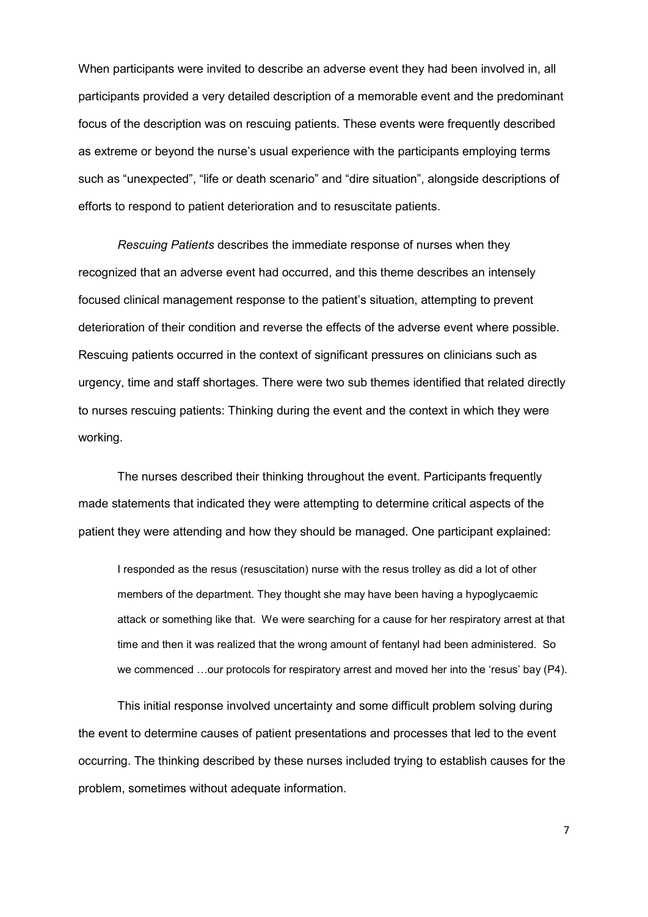When participants were invited to describe an adverse event they had been involved in, all participants provided a very detailed description of a memorable event and the predominant focus of the description was on rescuing patients. These events were frequently described as extreme or beyond the nurse's usual experience with the participants employing terms such as "unexpected", "life or death scenario" and "dire situation", alongside descriptions of efforts to respond to patient deterioration and to resuscitate patients.

*Rescuing Patients* describes the immediate response of nurses when they recognized that an adverse event had occurred, and this theme describes an intensely focused clinical management response to the patient's situation, attempting to prevent deterioration of their condition and reverse the effects of the adverse event where possible. Rescuing patients occurred in the context of significant pressures on clinicians such as urgency, time and staff shortages. There were two sub themes identified that related directly to nurses rescuing patients: Thinking during the event and the context in which they were working.

The nurses described their thinking throughout the event. Participants frequently made statements that indicated they were attempting to determine critical aspects of the patient they were attending and how they should be managed. One participant explained:

> I responded as the resus (resuscitation) nurse with the resus trolley as did a lot of other members of the department. They thought she may have been having a hypoglycaemic attack or something like that. We were searching for a cause for her respiratory arrest at that time and then it was realized that the wrong amount of fentanyl had been administered. So we commenced …our protocols for respiratory arrest and moved her into the 'resus' bay (P4).

This initial response involved uncertainty and some difficult problem solving during the event to determine causes of patient presentations and processes that led to the event occurring. The thinking described by these nurses included trying to establish causes for the problem, sometimes without adequate information.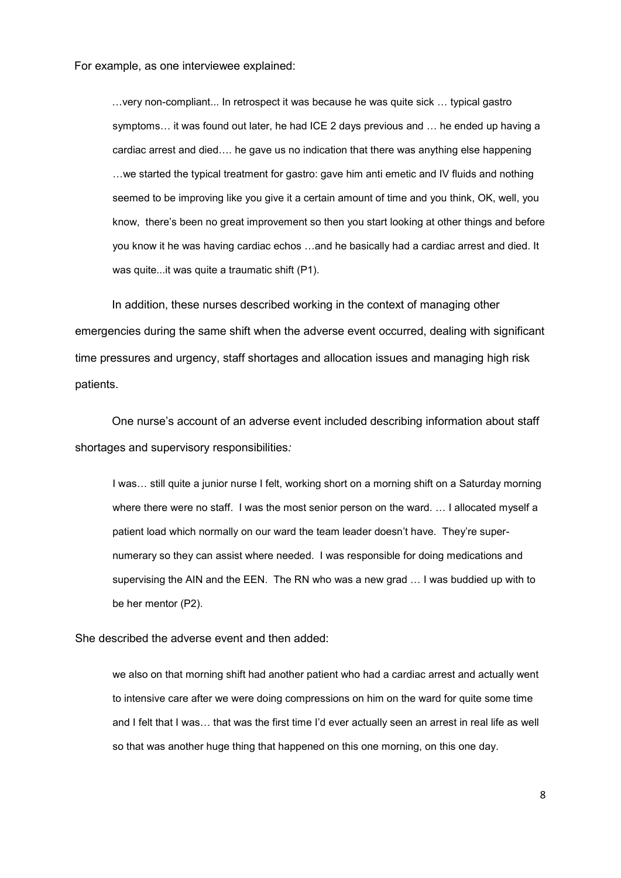For example, as one interviewee explained:

> …very non-compliant... In retrospect it was because he was quite sick … typical gastro symptoms… it was found out later, he had ICE 2 days previous and … he ended up having a cardiac arrest and died…. he gave us no indication that there was anything else happening …we started the typical treatment for gastro: gave him anti emetic and IV fluids and nothing seemed to be improving like you give it a certain amount of time and you think, OK, well, you know, there's been no great improvement so then you start looking at other things and before you know it he was having cardiac echos …and he basically had a cardiac arrest and died. It was quite...it was quite a traumatic shift (P1).

In addition, these nurses described working in the context of managing other emergencies during the same shift when the adverse event occurred, dealing with significant time pressures and urgency, staff shortages and allocation issues and managing high risk patients.

One nurse's account of an adverse event included describing information about staff shortages and supervisory responsibilities*:*

> I was… still quite a junior nurse I felt, working short on a morning shift on a Saturday morning where there were no staff. I was the most senior person on the ward. … I allocated myself a patient load which normally on our ward the team leader doesn't have. They're super-numerary so they can assist where needed. I was responsible for doing medications and supervising the AIN and the EEN. The RN who was a new grad … I was buddied up with to be her mentor (P2).

She described the adverse event and then added:

> we also on that morning shift had another patient who had a cardiac arrest and actually went to intensive care after we were doing compressions on him on the ward for quite some time and I felt that I was… that was the first time I'd ever actually seen an arrest in real life as well so that was another huge thing that happened on this one morning, on this one day.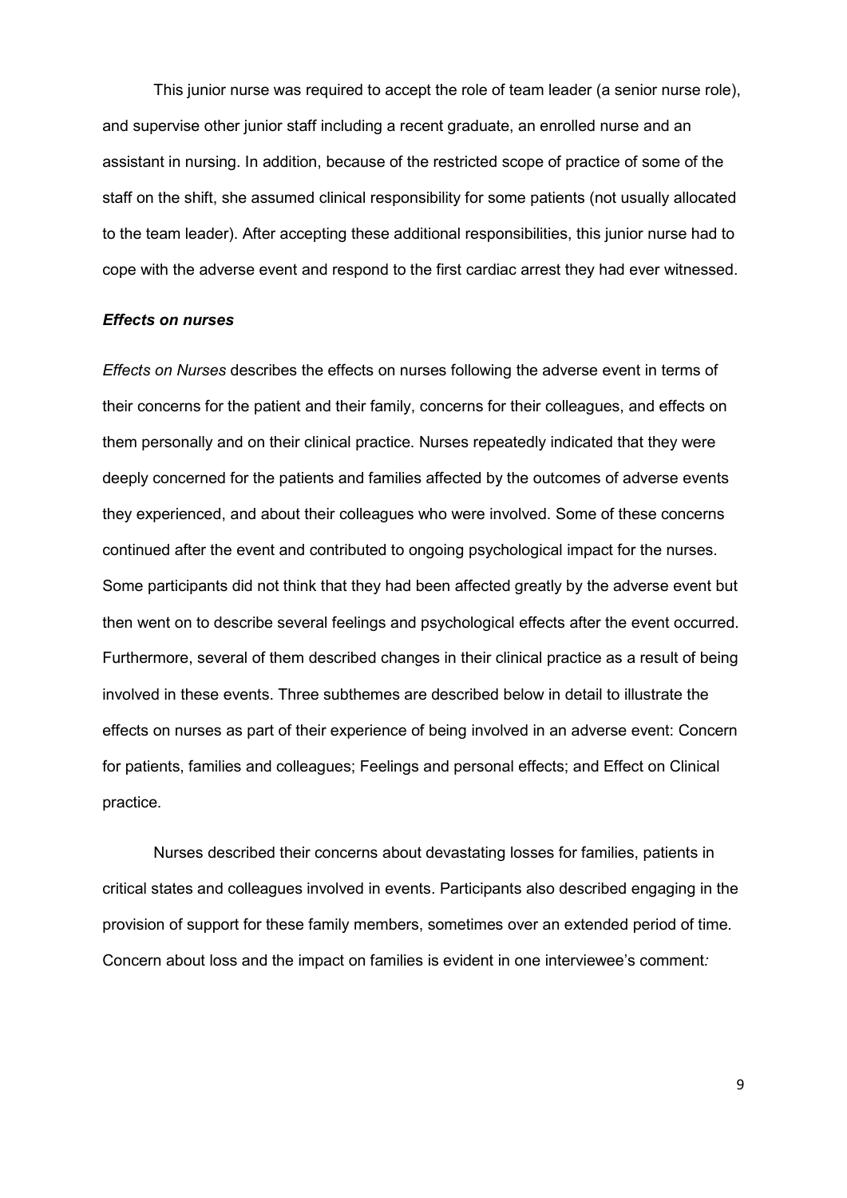This junior nurse was required to accept the role of team leader (a senior nurse role), and supervise other junior staff including a recent graduate, an enrolled nurse and an assistant in nursing. In addition, because of the restricted scope of practice of some of the staff on the shift, she assumed clinical responsibility for some patients (not usually allocated to the team leader). After accepting these additional responsibilities, this junior nurse had to cope with the adverse event and respond to the first cardiac arrest they had ever witnessed.

### ***Effects on nurses***

*Effects on Nurses* describes the effects on nurses following the adverse event in terms of their concerns for the patient and their family, concerns for their colleagues, and effects on them personally and on their clinical practice. Nurses repeatedly indicated that they were deeply concerned for the patients and families affected by the outcomes of adverse events they experienced, and about their colleagues who were involved. Some of these concerns continued after the event and contributed to ongoing psychological impact for the nurses. Some participants did not think that they had been affected greatly by the adverse event but then went on to describe several feelings and psychological effects after the event occurred. Furthermore, several of them described changes in their clinical practice as a result of being involved in these events. Three subthemes are described below in detail to illustrate the effects on nurses as part of their experience of being involved in an adverse event: Concern for patients, families and colleagues; Feelings and personal effects; and Effect on Clinical practice.

Nurses described their concerns about devastating losses for families, patients in critical states and colleagues involved in events. Participants also described engaging in the provision of support for these family members, sometimes over an extended period of time. Concern about loss and the impact on families is evident in one interviewee's comment*:*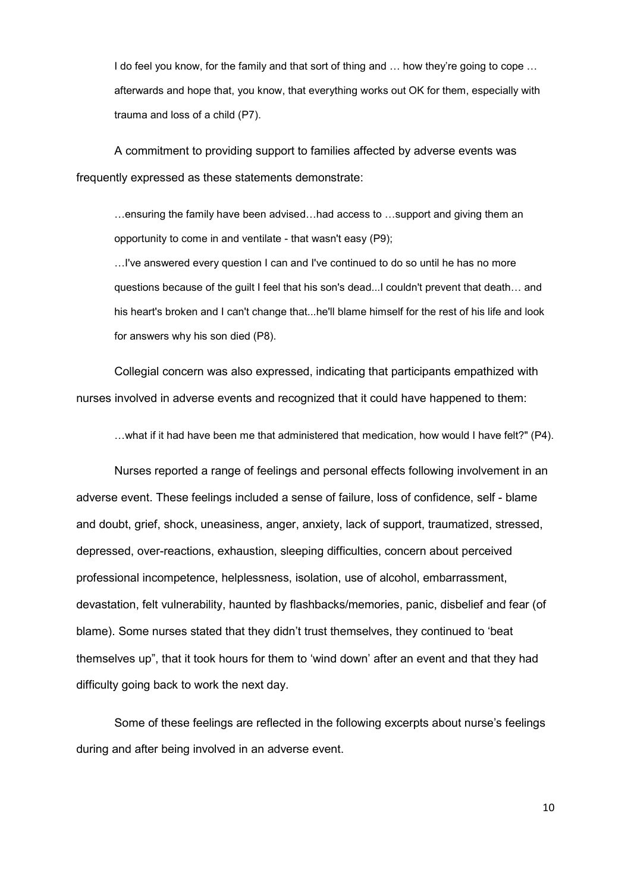> I do feel you know, for the family and that sort of thing and … how they're going to cope … afterwards and hope that, you know, that everything works out OK for them, especially with trauma and loss of a child (P7).

A commitment to providing support to families affected by adverse events was frequently expressed as these statements demonstrate:

> …ensuring the family have been advised…had access to …support and giving them an opportunity to come in and ventilate - that wasn't easy (P9);
>
> …I've answered every question I can and I've continued to do so until he has no more questions because of the guilt I feel that his son's dead...I couldn't prevent that death… and his heart's broken and I can't change that...he'll blame himself for the rest of his life and look for answers why his son died (P8).

Collegial concern was also expressed, indicating that participants empathized with nurses involved in adverse events and recognized that it could have happened to them:

> …what if it had have been me that administered that medication, how would I have felt?" (P4).

Nurses reported a range of feelings and personal effects following involvement in an adverse event. These feelings included a sense of failure, loss of confidence, self - blame and doubt, grief, shock, uneasiness, anger, anxiety, lack of support, traumatized, stressed, depressed, over-reactions, exhaustion, sleeping difficulties, concern about perceived professional incompetence, helplessness, isolation, use of alcohol, embarrassment, devastation, felt vulnerability, haunted by flashbacks/memories, panic, disbelief and fear (of blame). Some nurses stated that they didn't trust themselves, they continued to 'beat themselves up", that it took hours for them to 'wind down' after an event and that they had difficulty going back to work the next day.

Some of these feelings are reflected in the following excerpts about nurse's feelings during and after being involved in an adverse event.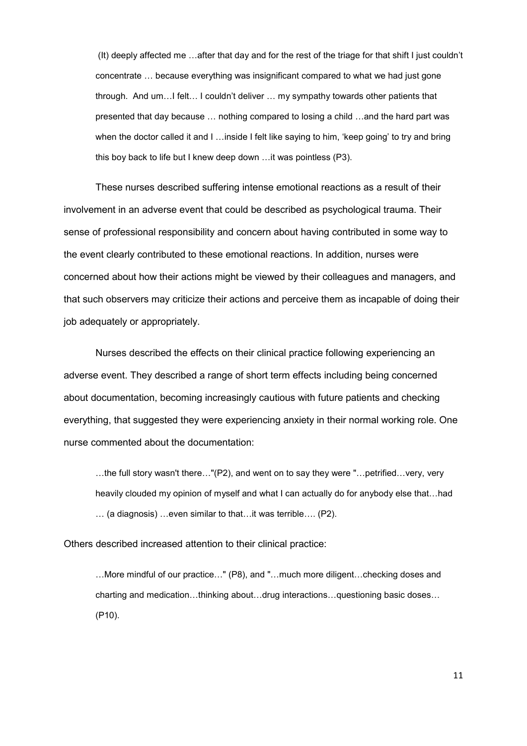> (It) deeply affected me …after that day and for the rest of the triage for that shift I just couldn't concentrate … because everything was insignificant compared to what we had just gone through. And um…I felt… I couldn't deliver … my sympathy towards other patients that presented that day because … nothing compared to losing a child …and the hard part was when the doctor called it and I …inside I felt like saying to him, 'keep going' to try and bring this boy back to life but I knew deep down …it was pointless (P3).

These nurses described suffering intense emotional reactions as a result of their involvement in an adverse event that could be described as psychological trauma. Their sense of professional responsibility and concern about having contributed in some way to the event clearly contributed to these emotional reactions. In addition, nurses were concerned about how their actions might be viewed by their colleagues and managers, and that such observers may criticize their actions and perceive them as incapable of doing their job adequately or appropriately.

Nurses described the effects on their clinical practice following experiencing an adverse event. They described a range of short term effects including being concerned about documentation, becoming increasingly cautious with future patients and checking everything, that suggested they were experiencing anxiety in their normal working role. One nurse commented about the documentation:

> …the full story wasn't there…"(P2), and went on to say they were "…petrified…very, very heavily clouded my opinion of myself and what I can actually do for anybody else that…had … (a diagnosis) …even similar to that…it was terrible…. (P2).

Others described increased attention to their clinical practice:

> …More mindful of our practice…" (P8), and "…much more diligent…checking doses and charting and medication…thinking about…drug interactions…questioning basic doses… (P10).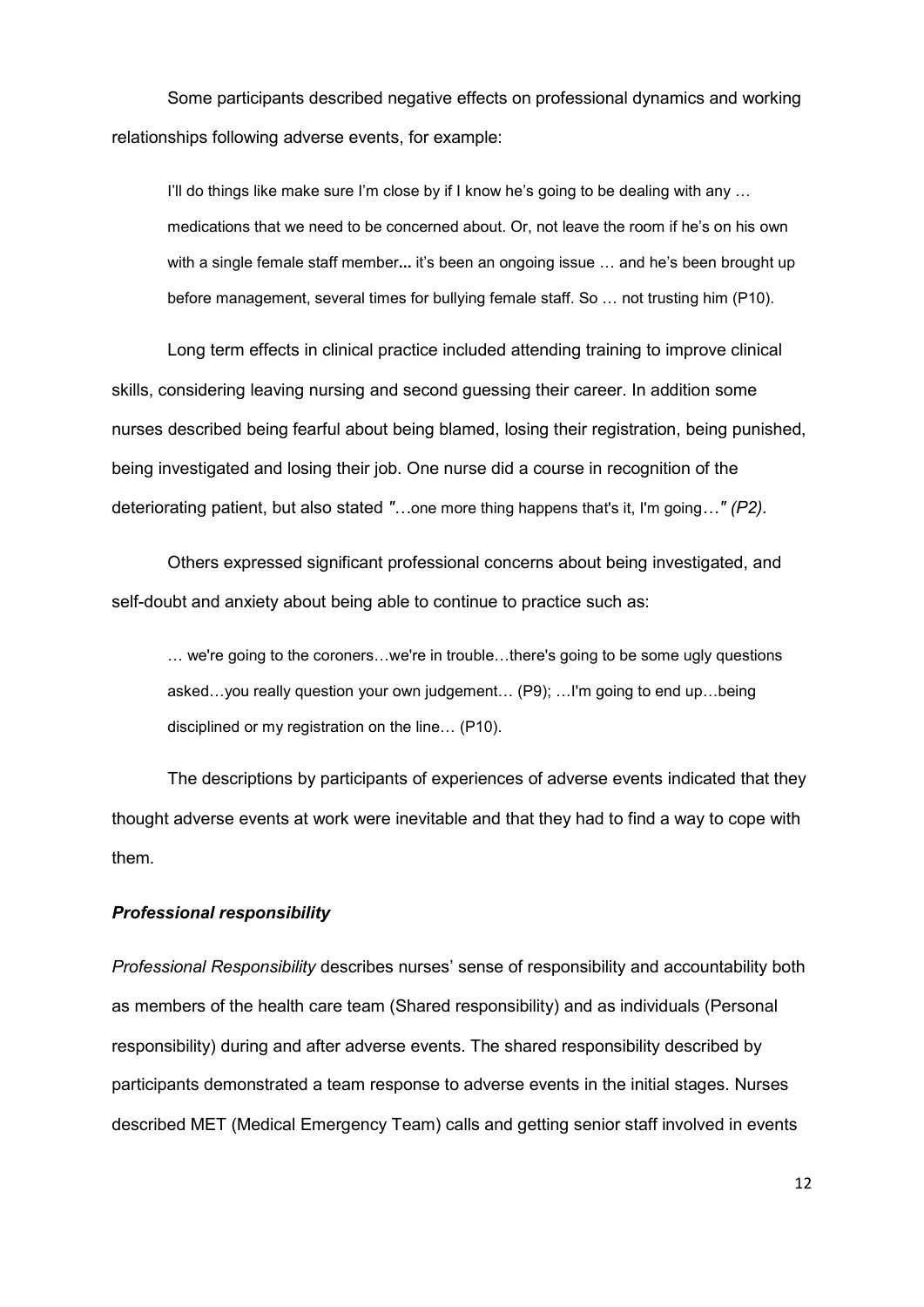Some participants described negative effects on professional dynamics and working relationships following adverse events, for example:

> I'll do things like make sure I'm close by if I know he's going to be dealing with any … medications that we need to be concerned about. Or, not leave the room if he's on his own with a single female staff member**...** it's been an ongoing issue … and he's been brought up before management, several times for bullying female staff. So … not trusting him (P10).

Long term effects in clinical practice included attending training to improve clinical skills, considering leaving nursing and second guessing their career. In addition some nurses described being fearful about being blamed, losing their registration, being punished, being investigated and losing their job. One nurse did a course in recognition of the deteriorating patient, but also stated *"…*one more thing happens that's it, I'm going*…" (P2).*

Others expressed significant professional concerns about being investigated, and self-doubt and anxiety about being able to continue to practice such as:

> … we're going to the coroners…we're in trouble…there's going to be some ugly questions asked…you really question your own judgement… (P9); …I'm going to end up…being disciplined or my registration on the line… (P10).

The descriptions by participants of experiences of adverse events indicated that they thought adverse events at work were inevitable and that they had to find a way to cope with them.

### *Professional responsibility*

*Professional Responsibility* describes nurses' sense of responsibility and accountability both as members of the health care team (Shared responsibility) and as individuals (Personal responsibility) during and after adverse events. The shared responsibility described by participants demonstrated a team response to adverse events in the initial stages. Nurses described MET (Medical Emergency Team) calls and getting senior staff involved in events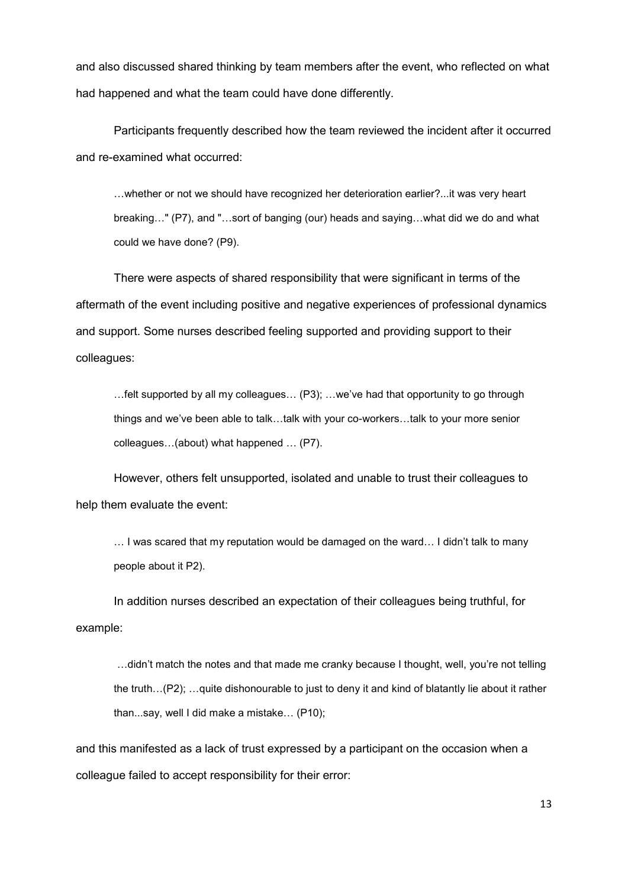and also discussed shared thinking by team members after the event, who reflected on what had happened and what the team could have done differently.

Participants frequently described how the team reviewed the incident after it occurred and re-examined what occurred:

> …whether or not we should have recognized her deterioration earlier?...it was very heart breaking…" (P7), and "…sort of banging (our) heads and saying…what did we do and what could we have done? (P9).

There were aspects of shared responsibility that were significant in terms of the aftermath of the event including positive and negative experiences of professional dynamics and support. Some nurses described feeling supported and providing support to their colleagues:

> …felt supported by all my colleagues… (P3); …we've had that opportunity to go through things and we've been able to talk…talk with your co-workers…talk to your more senior colleagues…(about) what happened … (P7).

However, others felt unsupported, isolated and unable to trust their colleagues to help them evaluate the event:

> … I was scared that my reputation would be damaged on the ward… I didn't talk to many people about it P2).

In addition nurses described an expectation of their colleagues being truthful, for example:

> …didn't match the notes and that made me cranky because I thought, well, you're not telling the truth…(P2); …quite dishonourable to just to deny it and kind of blatantly lie about it rather than...say, well I did make a mistake… (P10);

and this manifested as a lack of trust expressed by a participant on the occasion when a colleague failed to accept responsibility for their error: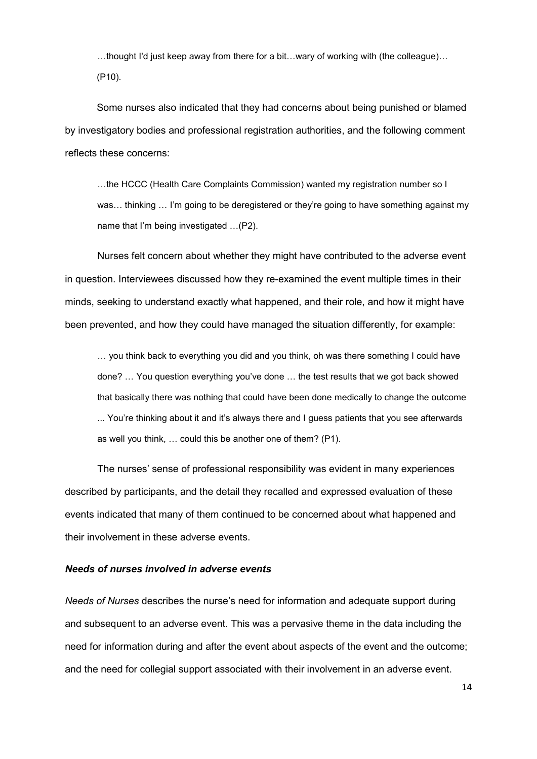> …thought I'd just keep away from there for a bit…wary of working with (the colleague)… (P10).

Some nurses also indicated that they had concerns about being punished or blamed by investigatory bodies and professional registration authorities, and the following comment reflects these concerns:

> …the HCCC (Health Care Complaints Commission) wanted my registration number so I was… thinking … I'm going to be deregistered or they're going to have something against my name that I'm being investigated …(P2).

Nurses felt concern about whether they might have contributed to the adverse event in question. Interviewees discussed how they re-examined the event multiple times in their minds, seeking to understand exactly what happened, and their role, and how it might have been prevented, and how they could have managed the situation differently, for example:

> … you think back to everything you did and you think, oh was there something I could have done? … You question everything you've done … the test results that we got back showed that basically there was nothing that could have been done medically to change the outcome ... You're thinking about it and it's always there and I guess patients that you see afterwards as well you think, … could this be another one of them? (P1).

The nurses' sense of professional responsibility was evident in many experiences described by participants, and the detail they recalled and expressed evaluation of these events indicated that many of them continued to be concerned about what happened and their involvement in these adverse events.

### *Needs of nurses involved in adverse events*

*Needs of Nurses* describes the nurse's need for information and adequate support during and subsequent to an adverse event. This was a pervasive theme in the data including the need for information during and after the event about aspects of the event and the outcome; and the need for collegial support associated with their involvement in an adverse event.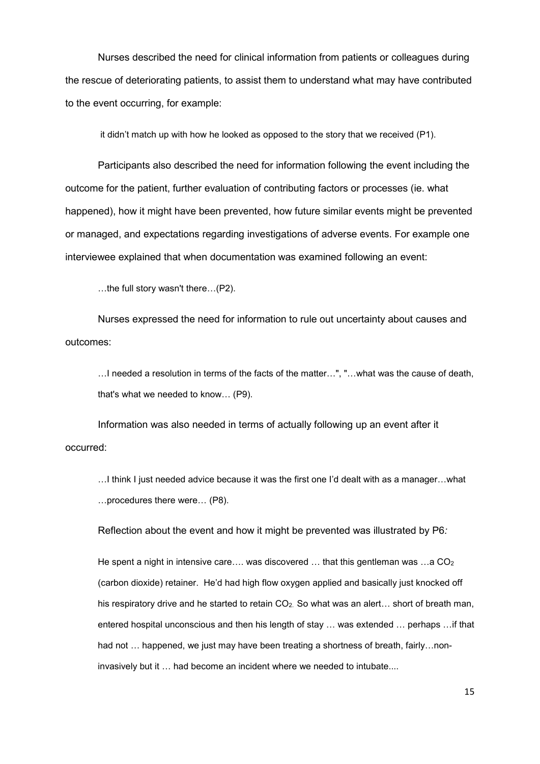Nurses described the need for clinical information from patients or colleagues during the rescue of deteriorating patients, to assist them to understand what may have contributed to the event occurring, for example:

> it didn't match up with how he looked as opposed to the story that we received (P1).

Participants also described the need for information following the event including the outcome for the patient, further evaluation of contributing factors or processes (ie. what happened), how it might have been prevented, how future similar events might be prevented or managed, and expectations regarding investigations of adverse events. For example one interviewee explained that when documentation was examined following an event:

> …the full story wasn't there…(P2).

Nurses expressed the need for information to rule out uncertainty about causes and outcomes:

> …I needed a resolution in terms of the facts of the matter…", "…what was the cause of death, that's what we needed to know… (P9).

Information was also needed in terms of actually following up an event after it occurred:

> …I think I just needed advice because it was the first one I'd dealt with as a manager…what …procedures there were… (P8).

Reflection about the event and how it might be prevented was illustrated by P6*:*

> He spent a night in intensive care…. was discovered … that this gentleman was …a $CO_2$ (carbon dioxide) retainer. He'd had high flow oxygen applied and basically just knocked off his respiratory drive and he started to retain $CO_2$. So what was an alert… short of breath man, entered hospital unconscious and then his length of stay … was extended … perhaps …if that had not … happened, we just may have been treating a shortness of breath, fairly…non-invasively but it … had become an incident where we needed to intubate....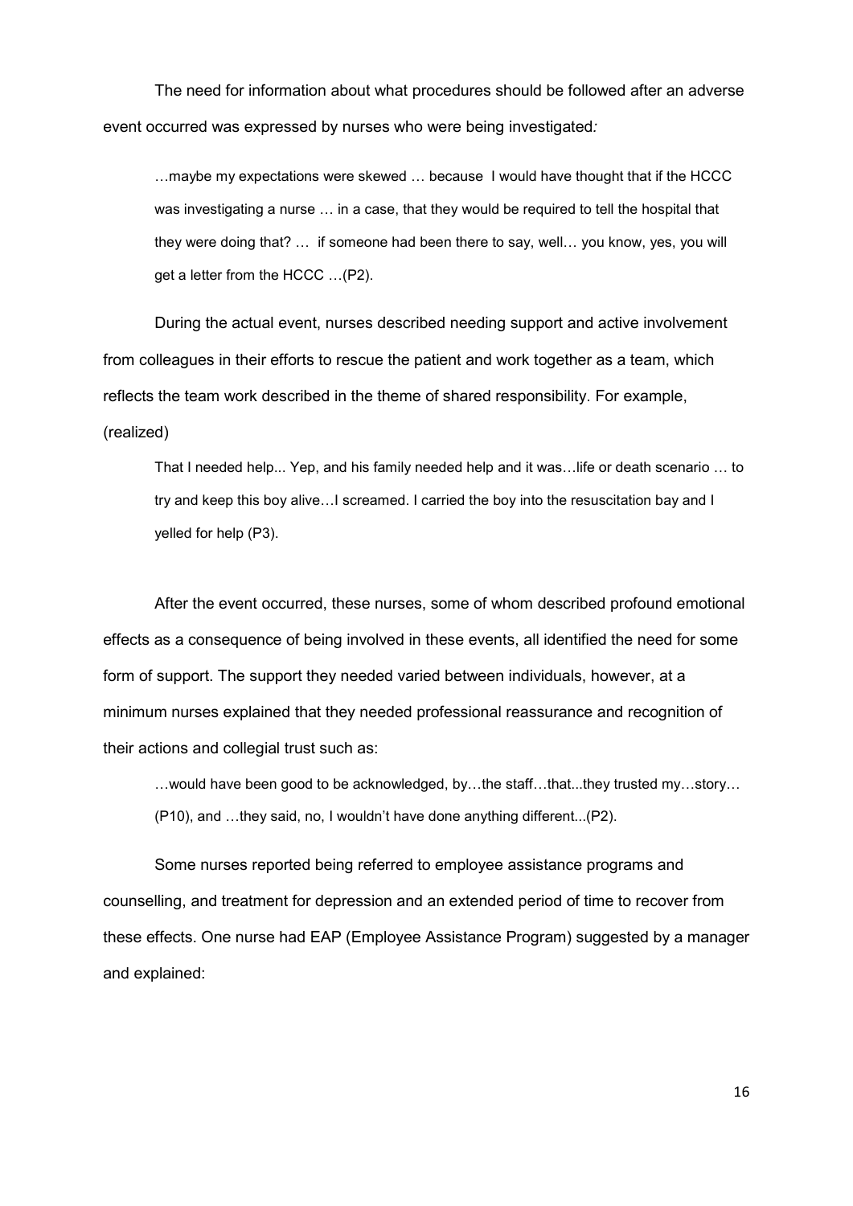The need for information about what procedures should be followed after an adverse event occurred was expressed by nurses who were being investigated*:*

> …maybe my expectations were skewed … because I would have thought that if the HCCC was investigating a nurse … in a case, that they would be required to tell the hospital that they were doing that? … if someone had been there to say, well… you know, yes, you will get a letter from the HCCC …(P2).

During the actual event, nurses described needing support and active involvement from colleagues in their efforts to rescue the patient and work together as a team, which reflects the team work described in the theme of shared responsibility. For example, (realized)

> That I needed help... Yep, and his family needed help and it was…life or death scenario … to try and keep this boy alive…I screamed. I carried the boy into the resuscitation bay and I yelled for help (P3).

After the event occurred, these nurses, some of whom described profound emotional effects as a consequence of being involved in these events, all identified the need for some form of support. The support they needed varied between individuals, however, at a minimum nurses explained that they needed professional reassurance and recognition of their actions and collegial trust such as:

> …would have been good to be acknowledged, by…the staff…that...they trusted my…story… (P10), and …they said, no, I wouldn't have done anything different...(P2).

Some nurses reported being referred to employee assistance programs and counselling, and treatment for depression and an extended period of time to recover from these effects. One nurse had EAP (Employee Assistance Program) suggested by a manager and explained: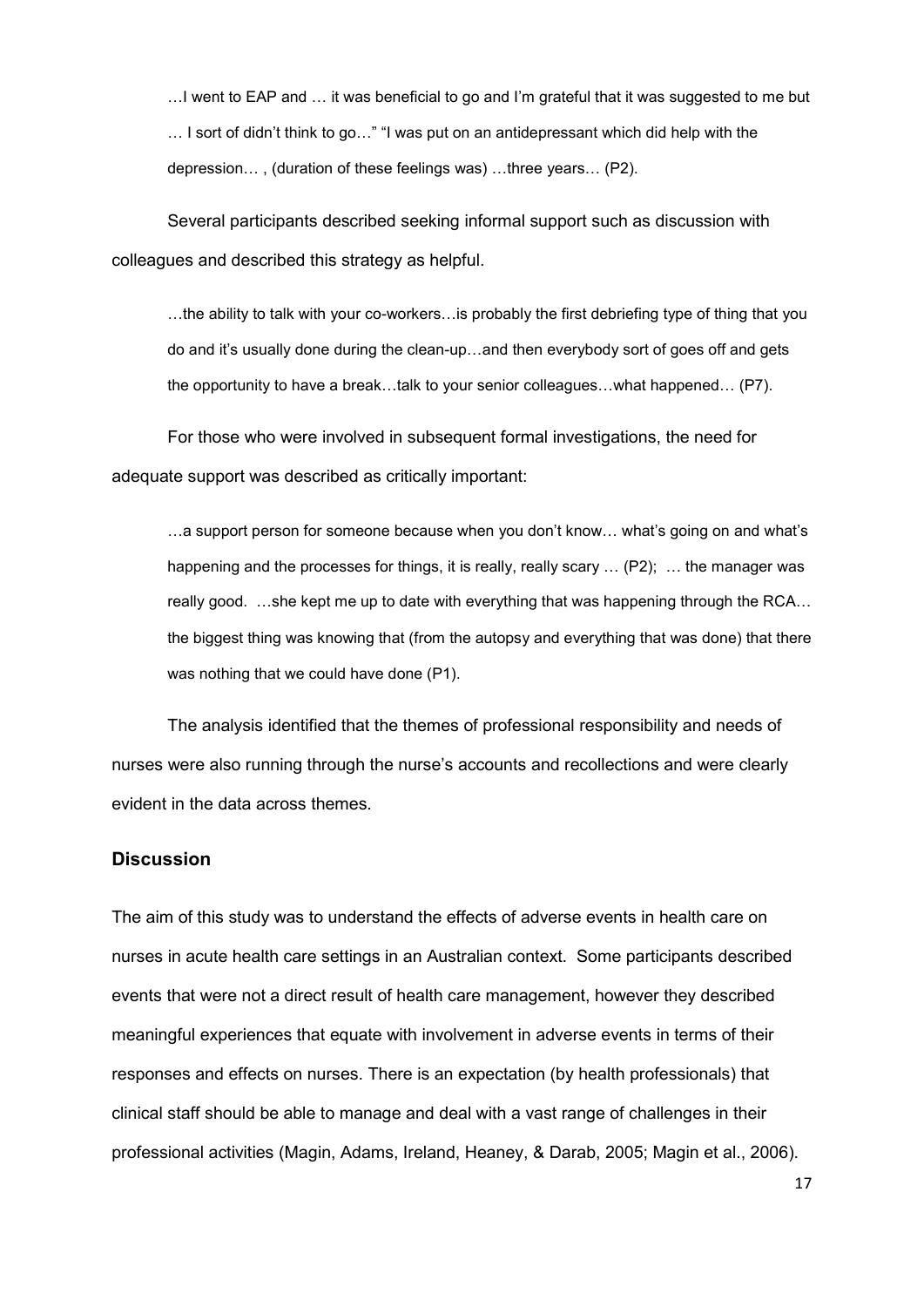> …I went to EAP and … it was beneficial to go and I'm grateful that it was suggested to me but … I sort of didn't think to go…" "I was put on an antidepressant which did help with the depression… , (duration of these feelings was) …three years… (P2).

Several participants described seeking informal support such as discussion with colleagues and described this strategy as helpful.

> …the ability to talk with your co-workers…is probably the first debriefing type of thing that you do and it's usually done during the clean-up…and then everybody sort of goes off and gets the opportunity to have a break…talk to your senior colleagues…what happened… (P7).

For those who were involved in subsequent formal investigations, the need for adequate support was described as critically important:

> …a support person for someone because when you don't know… what's going on and what's happening and the processes for things, it is really, really scary … (P2); … the manager was really good. …she kept me up to date with everything that was happening through the RCA… the biggest thing was knowing that (from the autopsy and everything that was done) that there was nothing that we could have done (P1).

The analysis identified that the themes of professional responsibility and needs of nurses were also running through the nurse's accounts and recollections and were clearly evident in the data across themes.

## Discussion

The aim of this study was to understand the effects of adverse events in health care on nurses in acute health care settings in an Australian context. Some participants described events that were not a direct result of health care management, however they described meaningful experiences that equate with involvement in adverse events in terms of their responses and effects on nurses. There is an expectation (by health professionals) that clinical staff should be able to manage and deal with a vast range of challenges in their professional activities (Magin, Adams, Ireland, Heaney, & Darab, 2005; Magin et al., 2006).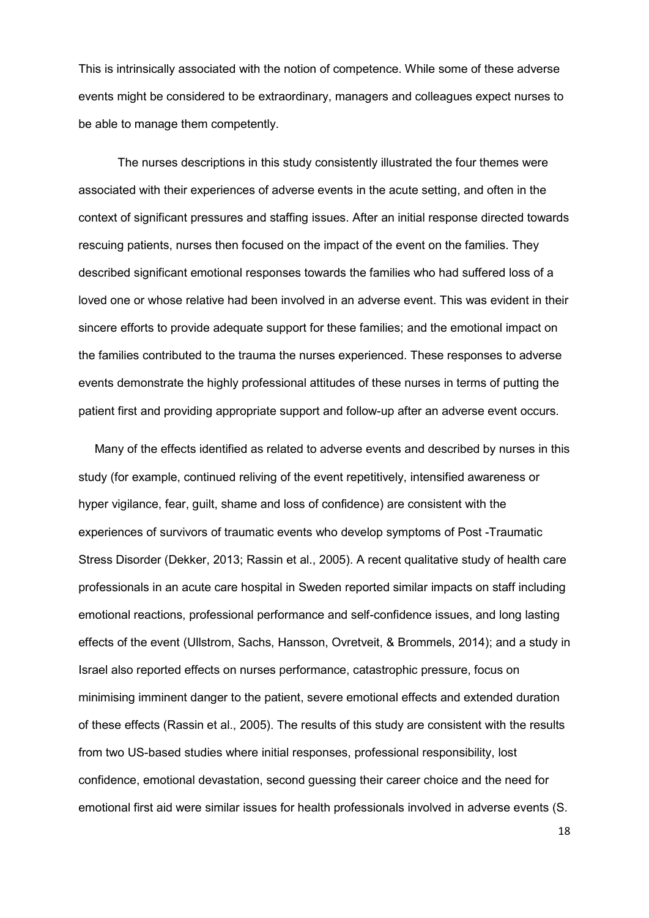This is intrinsically associated with the notion of competence. While some of these adverse events might be considered to be extraordinary, managers and colleagues expect nurses to be able to manage them competently.

The nurses descriptions in this study consistently illustrated the four themes were associated with their experiences of adverse events in the acute setting, and often in the context of significant pressures and staffing issues. After an initial response directed towards rescuing patients, nurses then focused on the impact of the event on the families. They described significant emotional responses towards the families who had suffered loss of a loved one or whose relative had been involved in an adverse event. This was evident in their sincere efforts to provide adequate support for these families; and the emotional impact on the families contributed to the trauma the nurses experienced. These responses to adverse events demonstrate the highly professional attitudes of these nurses in terms of putting the patient first and providing appropriate support and follow-up after an adverse event occurs.

Many of the effects identified as related to adverse events and described by nurses in this study (for example, continued reliving of the event repetitively, intensified awareness or hyper vigilance, fear, guilt, shame and loss of confidence) are consistent with the experiences of survivors of traumatic events who develop symptoms of Post -Traumatic Stress Disorder (Dekker, 2013; Rassin et al., 2005). A recent qualitative study of health care professionals in an acute care hospital in Sweden reported similar impacts on staff including emotional reactions, professional performance and self-confidence issues, and long lasting effects of the event (Ullstrom, Sachs, Hansson, Ovretveit, & Brommels, 2014); and a study in Israel also reported effects on nurses performance, catastrophic pressure, focus on minimising imminent danger to the patient, severe emotional effects and extended duration of these effects (Rassin et al., 2005). The results of this study are consistent with the results from two US-based studies where initial responses, professional responsibility, lost confidence, emotional devastation, second guessing their career choice and the need for emotional first aid were similar issues for health professionals involved in adverse events (S.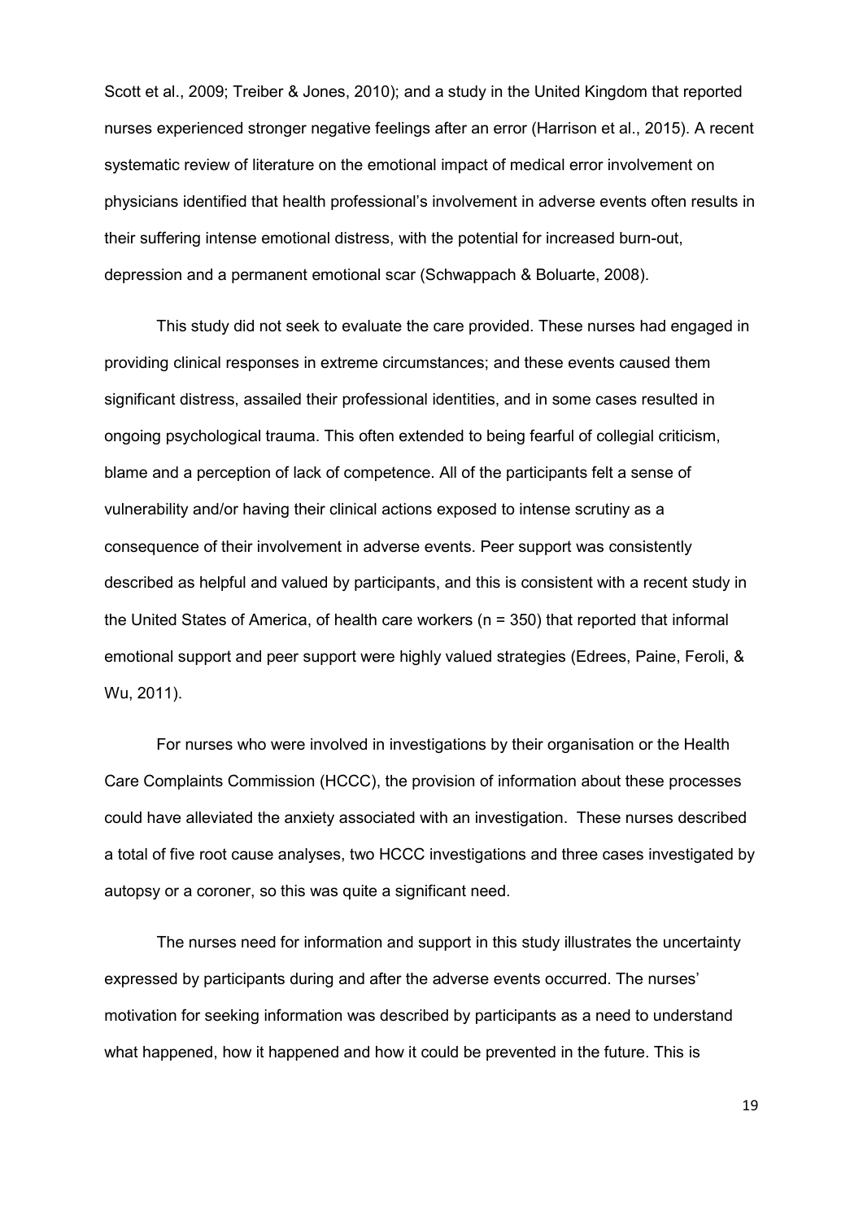Scott et al., 2009; Treiber & Jones, 2010); and a study in the United Kingdom that reported nurses experienced stronger negative feelings after an error (Harrison et al., 2015). A recent systematic review of literature on the emotional impact of medical error involvement on physicians identified that health professional's involvement in adverse events often results in their suffering intense emotional distress, with the potential for increased burn-out, depression and a permanent emotional scar (Schwappach & Boluarte, 2008).

This study did not seek to evaluate the care provided. These nurses had engaged in providing clinical responses in extreme circumstances; and these events caused them significant distress, assailed their professional identities, and in some cases resulted in ongoing psychological trauma. This often extended to being fearful of collegial criticism, blame and a perception of lack of competence. All of the participants felt a sense of vulnerability and/or having their clinical actions exposed to intense scrutiny as a consequence of their involvement in adverse events. Peer support was consistently described as helpful and valued by participants, and this is consistent with a recent study in the United States of America, of health care workers (n = 350) that reported that informal emotional support and peer support were highly valued strategies (Edrees, Paine, Feroli, & Wu, 2011).

For nurses who were involved in investigations by their organisation or the Health Care Complaints Commission (HCCC), the provision of information about these processes could have alleviated the anxiety associated with an investigation. These nurses described a total of five root cause analyses, two HCCC investigations and three cases investigated by autopsy or a coroner, so this was quite a significant need.

The nurses need for information and support in this study illustrates the uncertainty expressed by participants during and after the adverse events occurred. The nurses' motivation for seeking information was described by participants as a need to understand what happened, how it happened and how it could be prevented in the future. This is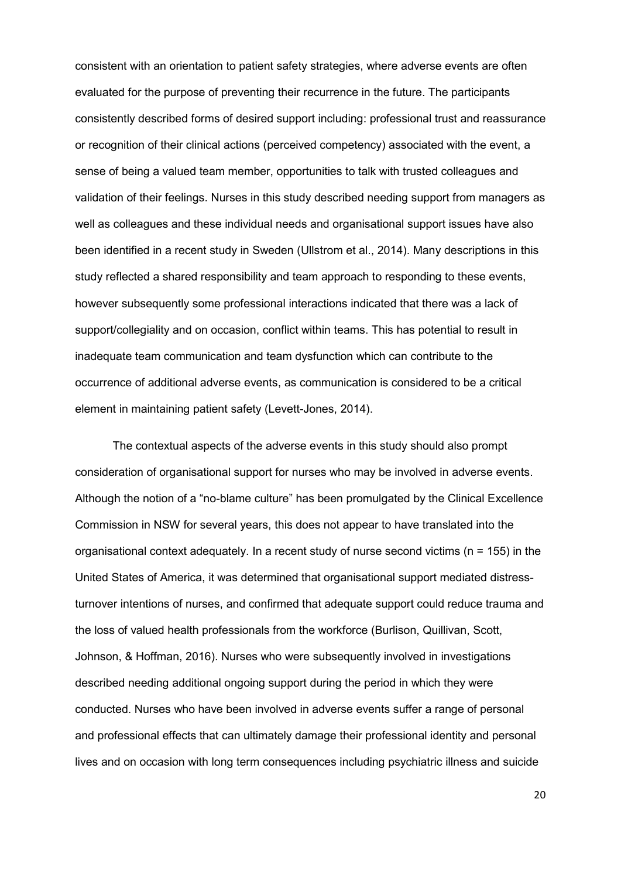consistent with an orientation to patient safety strategies, where adverse events are often evaluated for the purpose of preventing their recurrence in the future. The participants consistently described forms of desired support including: professional trust and reassurance or recognition of their clinical actions (perceived competency) associated with the event, a sense of being a valued team member, opportunities to talk with trusted colleagues and validation of their feelings. Nurses in this study described needing support from managers as well as colleagues and these individual needs and organisational support issues have also been identified in a recent study in Sweden (Ullstrom et al., 2014). Many descriptions in this study reflected a shared responsibility and team approach to responding to these events, however subsequently some professional interactions indicated that there was a lack of support/collegiality and on occasion, conflict within teams. This has potential to result in inadequate team communication and team dysfunction which can contribute to the occurrence of additional adverse events, as communication is considered to be a critical element in maintaining patient safety (Levett-Jones, 2014).

The contextual aspects of the adverse events in this study should also prompt consideration of organisational support for nurses who may be involved in adverse events. Although the notion of a "no-blame culture" has been promulgated by the Clinical Excellence Commission in NSW for several years, this does not appear to have translated into the organisational context adequately. In a recent study of nurse second victims (n = 155) in the United States of America, it was determined that organisational support mediated distress-turnover intentions of nurses, and confirmed that adequate support could reduce trauma and the loss of valued health professionals from the workforce (Burlison, Quillivan, Scott, Johnson, & Hoffman, 2016). Nurses who were subsequently involved in investigations described needing additional ongoing support during the period in which they were conducted. Nurses who have been involved in adverse events suffer a range of personal and professional effects that can ultimately damage their professional identity and personal lives and on occasion with long term consequences including psychiatric illness and suicide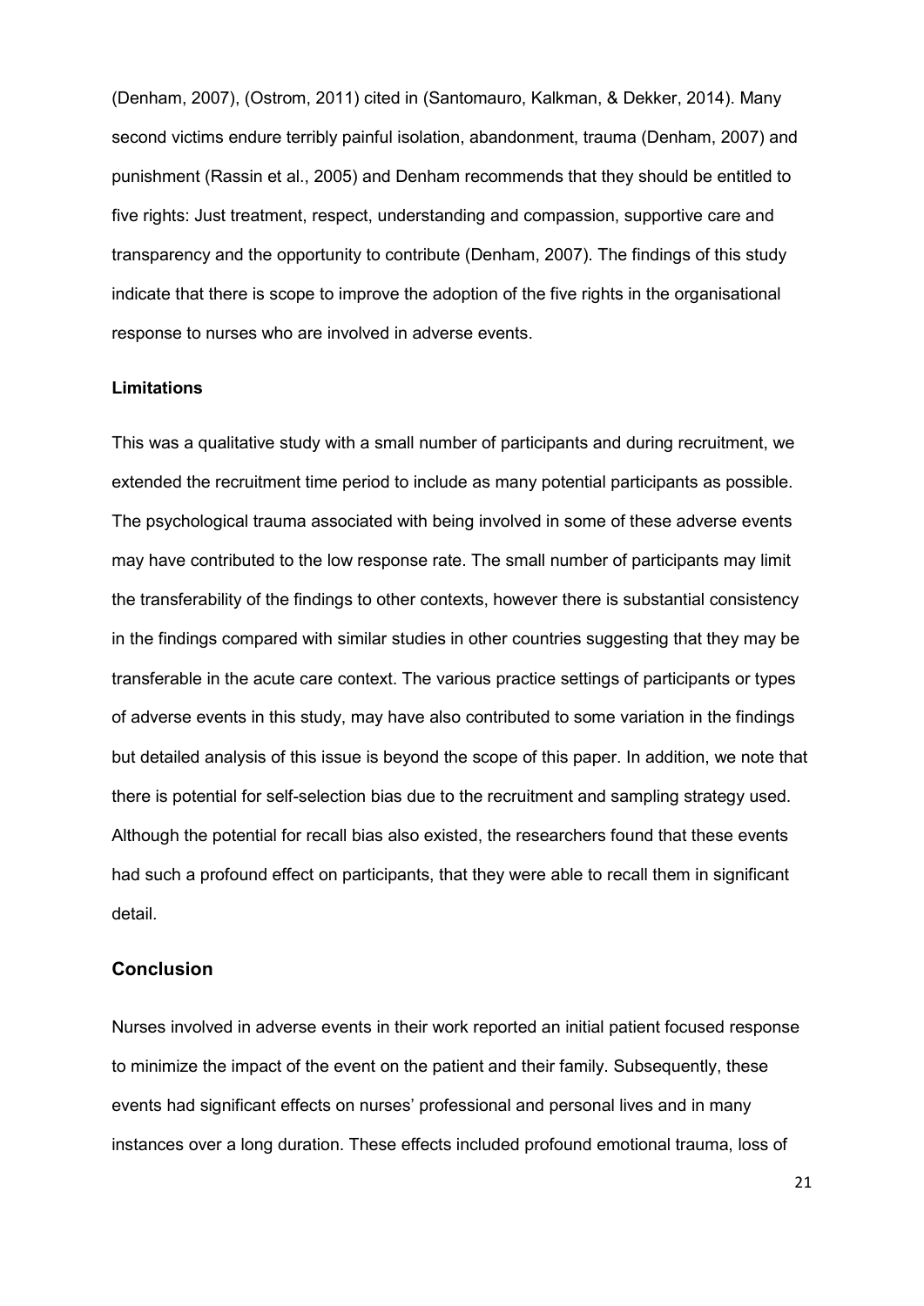(Denham, 2007), (Ostrom, 2011) cited in (Santomauro, Kalkman, & Dekker, 2014). Many second victims endure terribly painful isolation, abandonment, trauma (Denham, 2007) and punishment (Rassin et al., 2005) and Denham recommends that they should be entitled to five rights: Just treatment, respect, understanding and compassion, supportive care and transparency and the opportunity to contribute (Denham, 2007). The findings of this study indicate that there is scope to improve the adoption of the five rights in the organisational response to nurses who are involved in adverse events.

**Limitations**

This was a qualitative study with a small number of participants and during recruitment, we extended the recruitment time period to include as many potential participants as possible. The psychological trauma associated with being involved in some of these adverse events may have contributed to the low response rate. The small number of participants may limit the transferability of the findings to other contexts, however there is substantial consistency in the findings compared with similar studies in other countries suggesting that they may be transferable in the acute care context. The various practice settings of participants or types of adverse events in this study, may have also contributed to some variation in the findings but detailed analysis of this issue is beyond the scope of this paper. In addition, we note that there is potential for self-selection bias due to the recruitment and sampling strategy used. Although the potential for recall bias also existed, the researchers found that these events had such a profound effect on participants, that they were able to recall them in significant detail.

## Conclusion

Nurses involved in adverse events in their work reported an initial patient focused response to minimize the impact of the event on the patient and their family. Subsequently, these events had significant effects on nurses' professional and personal lives and in many instances over a long duration. These effects included profound emotional trauma, loss of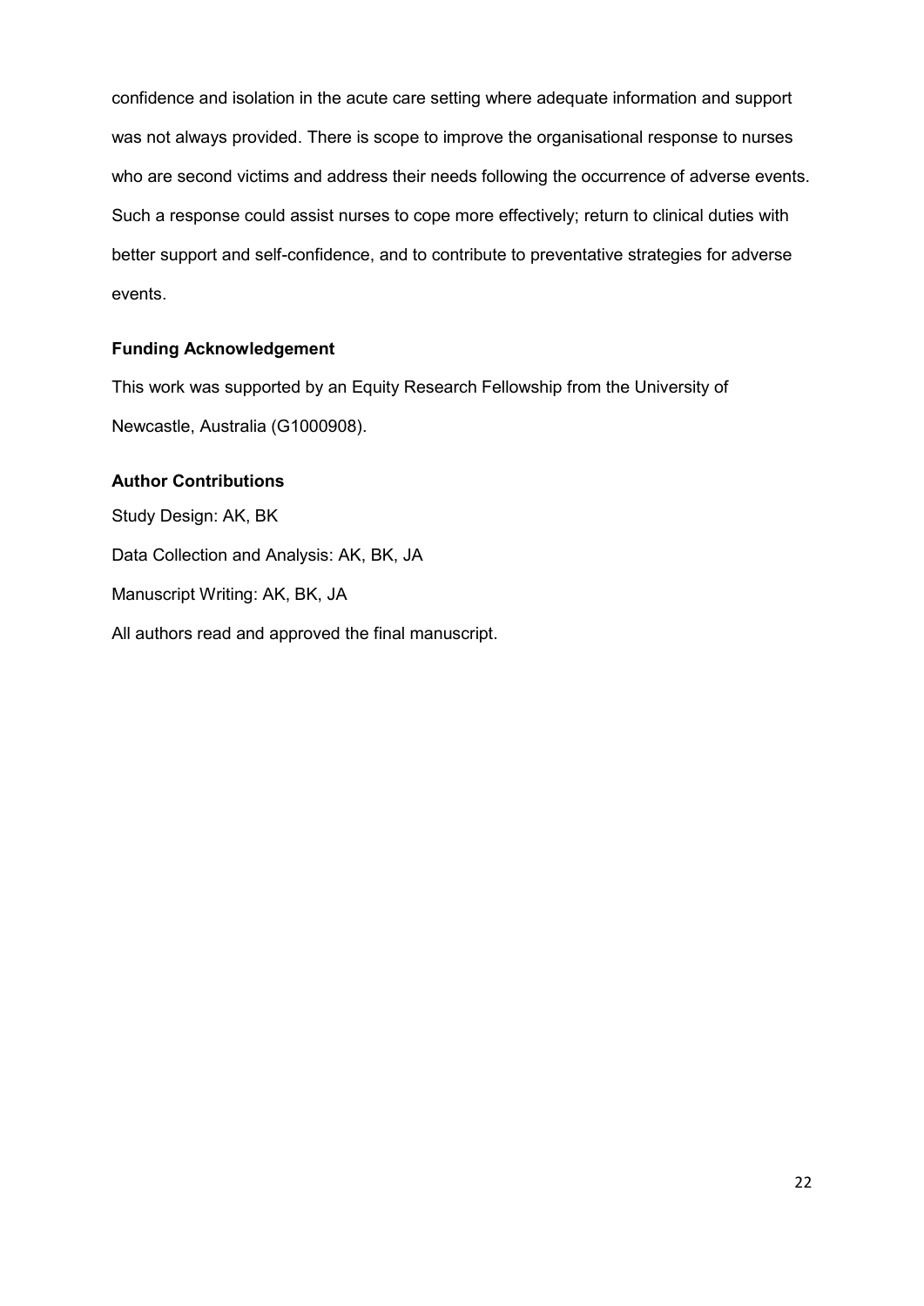confidence and isolation in the acute care setting where adequate information and support was not always provided. There is scope to improve the organisational response to nurses who are second victims and address their needs following the occurrence of adverse events. Such a response could assist nurses to cope more effectively; return to clinical duties with better support and self-confidence, and to contribute to preventative strategies for adverse events.

**Funding Acknowledgement**

This work was supported by an Equity Research Fellowship from the University of Newcastle, Australia (G1000908).

**Author Contributions**

Study Design: AK, BK

Data Collection and Analysis: AK, BK, JA

Manuscript Writing: AK, BK, JA

All authors read and approved the final manuscript.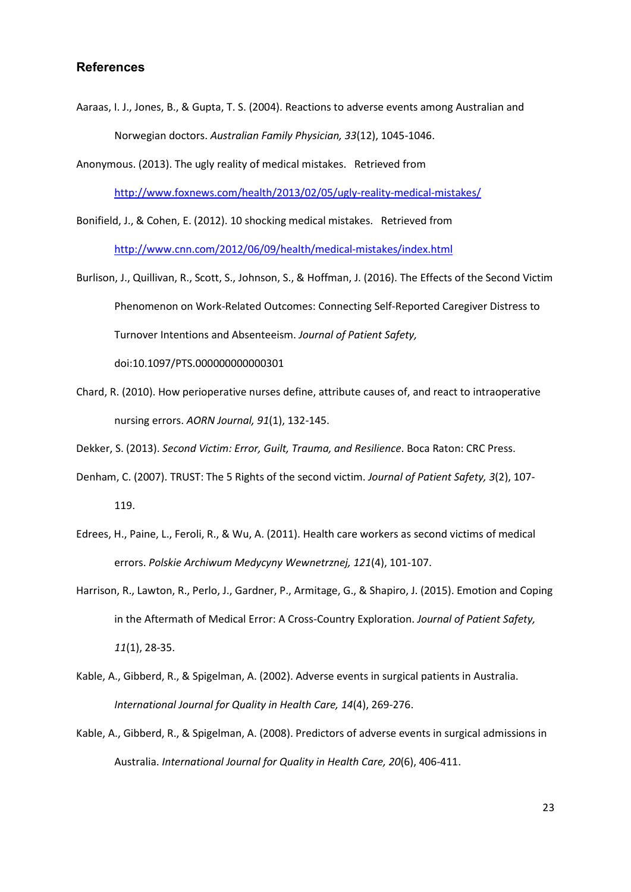## References

Aaraas, I. J., Jones, B., & Gupta, T. S. (2004). Reactions to adverse events among Australian and Norwegian doctors. *Australian Family Physician, 33*(12), 1045-1046.

Anonymous. (2013). The ugly reality of medical mistakes. Retrieved from http://www.foxnews.com/health/2013/02/05/ugly-reality-medical-mistakes/

Bonifield, J., & Cohen, E. (2012). 10 shocking medical mistakes. Retrieved from http://www.cnn.com/2012/06/09/health/medical-mistakes/index.html

Burlison, J., Quillivan, R., Scott, S., Johnson, S., & Hoffman, J. (2016). The Effects of the Second Victim Phenomenon on Work-Related Outcomes: Connecting Self-Reported Caregiver Distress to Turnover Intentions and Absenteeism. *Journal of Patient Safety,* doi:10.1097/PTS.0000000000000301

Chard, R. (2010). How perioperative nurses define, attribute causes of, and react to intraoperative nursing errors. *AORN Journal, 91*(1), 132-145.

Dekker, S. (2013). *Second Victim: Error, Guilt, Trauma, and Resilience*. Boca Raton: CRC Press.

Denham, C. (2007). TRUST: The 5 Rights of the second victim. *Journal of Patient Safety, 3*(2), 107-119.

Edrees, H., Paine, L., Feroli, R., & Wu, A. (2011). Health care workers as second victims of medical errors. *Polskie Archiwum Medycyny Wewnetrznej, 121*(4), 101-107.

Harrison, R., Lawton, R., Perlo, J., Gardner, P., Armitage, G., & Shapiro, J. (2015). Emotion and Coping in the Aftermath of Medical Error: A Cross-Country Exploration. *Journal of Patient Safety, 11*(1), 28-35.

Kable, A., Gibberd, R., & Spigelman, A. (2002). Adverse events in surgical patients in Australia. *International Journal for Quality in Health Care, 14*(4), 269-276.

Kable, A., Gibberd, R., & Spigelman, A. (2008). Predictors of adverse events in surgical admissions in Australia. *International Journal for Quality in Health Care, 20*(6), 406-411.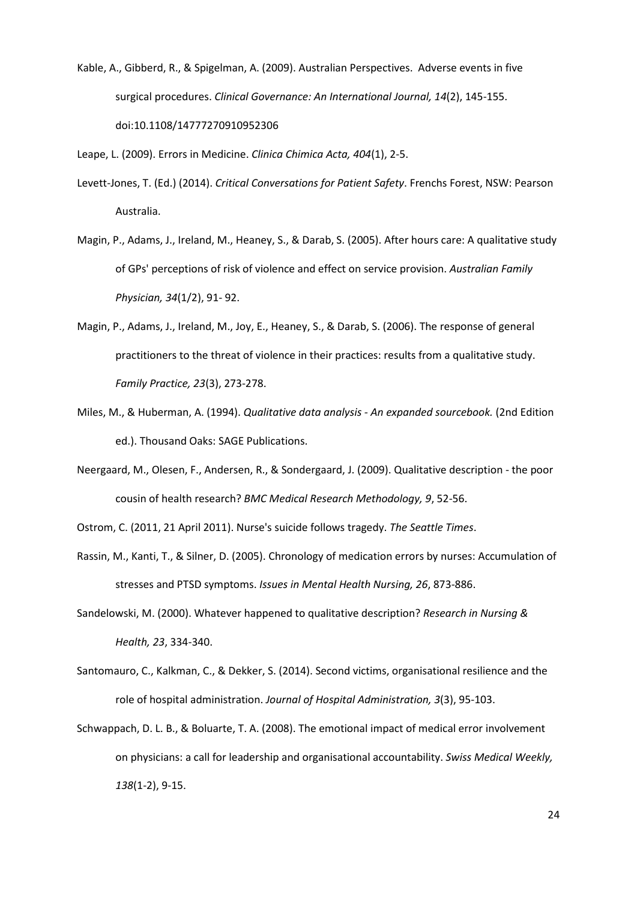Kable, A., Gibberd, R., & Spigelman, A. (2009). Australian Perspectives. Adverse events in five surgical procedures. *Clinical Governance: An International Journal, 14*(2), 145-155. doi:10.1108/14777270910952306

Leape, L. (2009). Errors in Medicine. *Clinica Chimica Acta, 404*(1), 2-5.

Levett-Jones, T. (Ed.) (2014). *Critical Conversations for Patient Safety*. Frenchs Forest, NSW: Pearson Australia.

Magin, P., Adams, J., Ireland, M., Heaney, S., & Darab, S. (2005). After hours care: A qualitative study of GPs' perceptions of risk of violence and effect on service provision. *Australian Family Physician, 34*(1/2), 91- 92.

Magin, P., Adams, J., Ireland, M., Joy, E., Heaney, S., & Darab, S. (2006). The response of general practitioners to the threat of violence in their practices: results from a qualitative study. *Family Practice, 23*(3), 273-278.

Miles, M., & Huberman, A. (1994). *Qualitative data analysis - An expanded sourcebook.* (2nd Edition ed.). Thousand Oaks: SAGE Publications.

Neergaard, M., Olesen, F., Andersen, R., & Sondergaard, J. (2009). Qualitative description - the poor cousin of health research? *BMC Medical Research Methodology, 9*, 52-56.

Ostrom, C. (2011, 21 April 2011). Nurse's suicide follows tragedy. *The Seattle Times*.

Rassin, M., Kanti, T., & Silner, D. (2005). Chronology of medication errors by nurses: Accumulation of stresses and PTSD symptoms. *Issues in Mental Health Nursing, 26*, 873-886.

Sandelowski, M. (2000). Whatever happened to qualitative description? *Research in Nursing & Health, 23*, 334-340.

Santomauro, C., Kalkman, C., & Dekker, S. (2014). Second victims, organisational resilience and the role of hospital administration. *Journal of Hospital Administration, 3*(3), 95-103.

Schwappach, D. L. B., & Boluarte, T. A. (2008). The emotional impact of medical error involvement on physicians: a call for leadership and organisational accountability. *Swiss Medical Weekly, 138*(1-2), 9-15.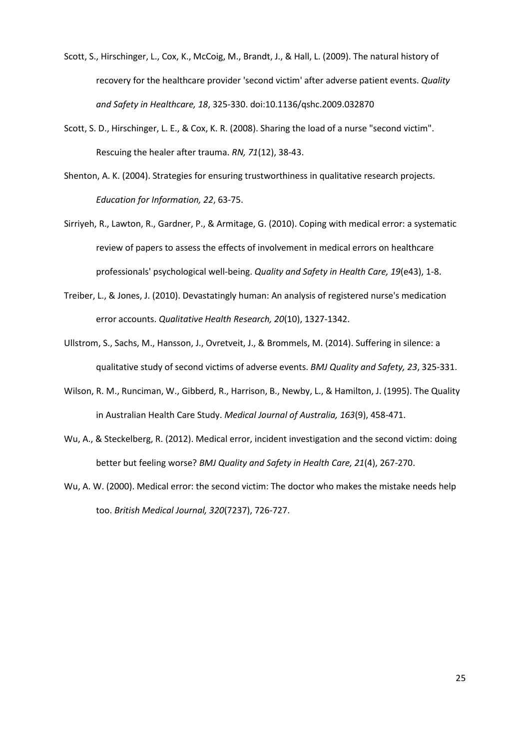Scott, S., Hirschinger, L., Cox, K., McCoig, M., Brandt, J., & Hall, L. (2009). The natural history of recovery for the healthcare provider 'second victim' after adverse patient events. *Quality and Safety in Healthcare, 18*, 325-330. doi:10.1136/qshc.2009.032870

Scott, S. D., Hirschinger, L. E., & Cox, K. R. (2008). Sharing the load of a nurse "second victim". Rescuing the healer after trauma. *RN, 71*(12), 38-43.

Shenton, A. K. (2004). Strategies for ensuring trustworthiness in qualitative research projects. *Education for Information, 22*, 63-75.

Sirriyeh, R., Lawton, R., Gardner, P., & Armitage, G. (2010). Coping with medical error: a systematic review of papers to assess the effects of involvement in medical errors on healthcare professionals' psychological well-being. *Quality and Safety in Health Care, 19*(e43), 1-8.

Treiber, L., & Jones, J. (2010). Devastatingly human: An analysis of registered nurse's medication error accounts. *Qualitative Health Research, 20*(10), 1327-1342.

Ullstrom, S., Sachs, M., Hansson, J., Ovretveit, J., & Brommels, M. (2014). Suffering in silence: a qualitative study of second victims of adverse events. *BMJ Quality and Safety, 23*, 325-331.

Wilson, R. M., Runciman, W., Gibberd, R., Harrison, B., Newby, L., & Hamilton, J. (1995). The Quality in Australian Health Care Study. *Medical Journal of Australia, 163*(9), 458-471.

Wu, A., & Steckelberg, R. (2012). Medical error, incident investigation and the second victim: doing better but feeling worse? *BMJ Quality and Safety in Health Care, 21*(4), 267-270.

Wu, A. W. (2000). Medical error: the second victim: The doctor who makes the mistake needs help too. *British Medical Journal, 320*(7237), 726-727.